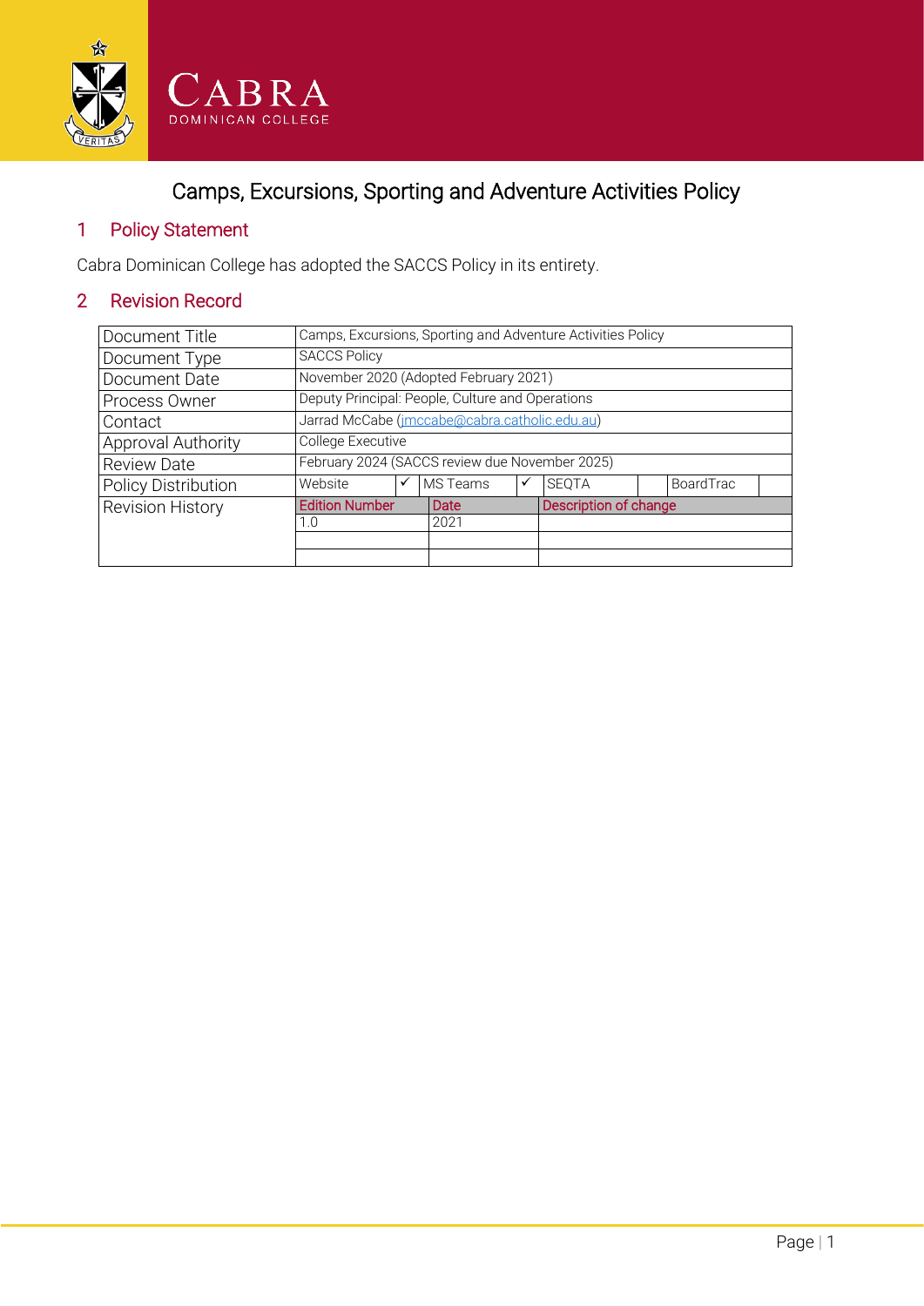CABRA
DOMINICAN COLLEGE

# Camps, Excursions, Sporting and Adventure Activities Policy

## 1 Policy Statement

Cabra Dominican College has adopted the SACCS Policy in its entirety.

## 2 Revision Record

| | | | | | | | | |
|---|---|---|---|---|---|---|---|---|
| Document Title | Camps, Excursions, Sporting and Adventure Activities Policy | | | | | | | |
| Document Type | SACCS Policy | | | | | | | |
| Document Date | November 2020 (Adopted February 2021) | | | | | | | |
| Process Owner | Deputy Principal: People, Culture and Operations | | | | | | | |
| Contact | Jarrad McCabe (jmccabe@cabra.catholic.edu.au) | | | | | | | |
| Approval Authority | College Executive | | | | | | | |
| Review Date | February 2024 (SACCS review due November 2025) | | | | | | | |
| Policy Distribution | Website | ✓ | MS Teams | ✓ | SEQTA | | BoardTrac | |
| Revision History | Edition Number | | Date | | Description of change | | | |
| | 1.0 | | 2021 | | | | | |
| | | | | | | | | |
| | | | | | | | | |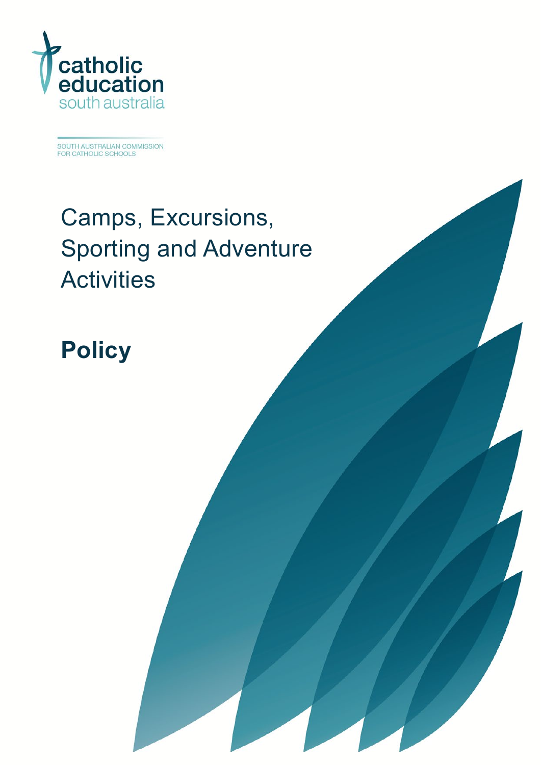catholic education south australia

SOUTH AUSTRALIAN COMMISSION FOR CATHOLIC SCHOOLS

# Camps, Excursions, Sporting and Adventure Activities

## Policy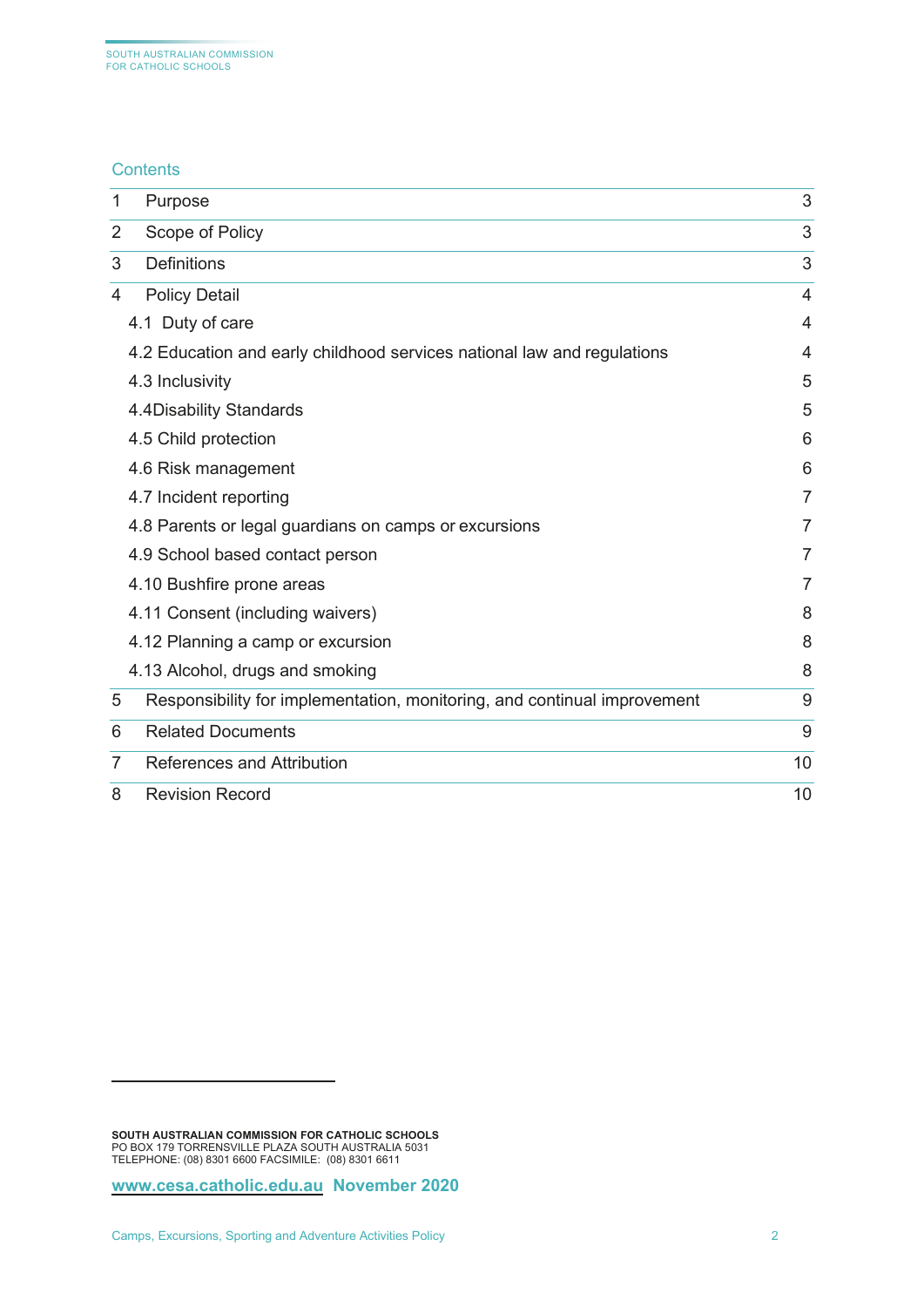## Contents

| | | |
|---|---|---|
| 1 | Purpose | 3 |
| 2 | Scope of Policy | 3 |
| 3 | Definitions | 3 |
| 4 | Policy Detail | 4 |
| | 4.1 Duty of care | 4 |
| | 4.2 Education and early childhood services national law and regulations | 4 |
| | 4.3 Inclusivity | 5 |
| | 4.4Disability Standards | 5 |
| | 4.5 Child protection | 6 |
| | 4.6 Risk management | 6 |
| | 4.7 Incident reporting | 7 |
| | 4.8 Parents or legal guardians on camps or excursions | 7 |
| | 4.9 School based contact person | 7 |
| | 4.10 Bushfire prone areas | 7 |
| | 4.11 Consent (including waivers) | 8 |
| | 4.12 Planning a camp or excursion | 8 |
| | 4.13 Alcohol, drugs and smoking | 8 |
| 5 | Responsibility for implementation, monitoring, and continual improvement | 9 |
| 6 | Related Documents | 9 |
| 7 | References and Attribution | 10 |
| 8 | Revision Record | 10 |

**SOUTH AUSTRALIAN COMMISSION FOR CATHOLIC SCHOOLS**
PO BOX 179 TORRENSVILLE PLAZA SOUTH AUSTRALIA 5031
TELEPHONE: (08) 8301 6600 FACSIMILE: (08) 8301 6611

**www.cesa.catholic.edu.au November 2020**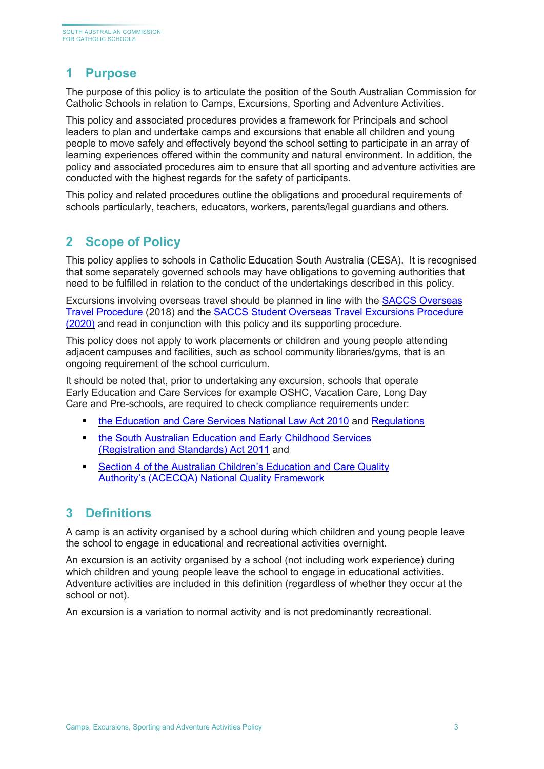## 1 Purpose

The purpose of this policy is to articulate the position of the South Australian Commission for Catholic Schools in relation to Camps, Excursions, Sporting and Adventure Activities.

This policy and associated procedures provides a framework for Principals and school leaders to plan and undertake camps and excursions that enable all children and young people to move safely and effectively beyond the school setting to participate in an array of learning experiences offered within the community and natural environment. In addition, the policy and associated procedures aim to ensure that all sporting and adventure activities are conducted with the highest regards for the safety of participants.

This policy and related procedures outline the obligations and procedural requirements of schools particularly, teachers, educators, workers, parents/legal guardians and others.

## 2 Scope of Policy

This policy applies to schools in Catholic Education South Australia (CESA). It is recognised that some separately governed schools may have obligations to governing authorities that need to be fulfilled in relation to the conduct of the undertakings described in this policy.

Excursions involving overseas travel should be planned in line with the SACCS Overseas Travel Procedure (2018) and the SACCS Student Overseas Travel Excursions Procedure (2020) and read in conjunction with this policy and its supporting procedure.

This policy does not apply to work placements or children and young people attending adjacent campuses and facilities, such as school community libraries/gyms, that is an ongoing requirement of the school curriculum.

It should be noted that, prior to undertaking any excursion, schools that operate Early Education and Care Services for example OSHC, Vacation Care, Long Day Care and Pre-schools, are required to check compliance requirements under:

- the Education and Care Services National Law Act 2010 and Regulations
- the South Australian Education and Early Childhood Services (Registration and Standards) Act 2011 and
- Section 4 of the Australian Children's Education and Care Quality Authority's (ACECQA) National Quality Framework

## 3 Definitions

A camp is an activity organised by a school during which children and young people leave the school to engage in educational and recreational activities overnight.

An excursion is an activity organised by a school (not including work experience) during which children and young people leave the school to engage in educational activities. Adventure activities are included in this definition (regardless of whether they occur at the school or not).

An excursion is a variation to normal activity and is not predominantly recreational.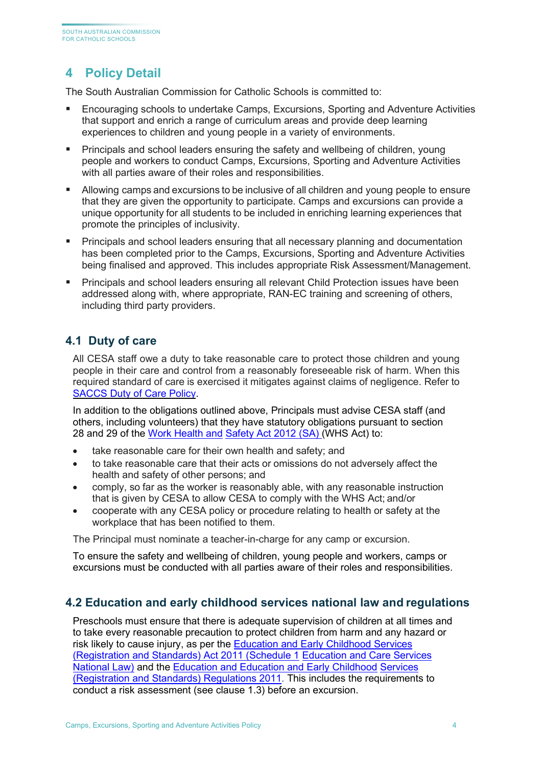## 4 Policy Detail

The South Australian Commission for Catholic Schools is committed to:

- Encouraging schools to undertake Camps, Excursions, Sporting and Adventure Activities that support and enrich a range of curriculum areas and provide deep learning experiences to children and young people in a variety of environments.
- Principals and school leaders ensuring the safety and wellbeing of children, young people and workers to conduct Camps, Excursions, Sporting and Adventure Activities with all parties aware of their roles and responsibilities.
- Allowing camps and excursions to be inclusive of all children and young people to ensure that they are given the opportunity to participate. Camps and excursions can provide a unique opportunity for all students to be included in enriching learning experiences that promote the principles of inclusivity.
- Principals and school leaders ensuring that all necessary planning and documentation has been completed prior to the Camps, Excursions, Sporting and Adventure Activities being finalised and approved. This includes appropriate Risk Assessment/Management.
- Principals and school leaders ensuring all relevant Child Protection issues have been addressed along with, where appropriate, RAN-EC training and screening of others, including third party providers.

### 4.1 Duty of care

All CESA staff owe a duty to take reasonable care to protect those children and young people in their care and control from a reasonably foreseeable risk of harm. When this required standard of care is exercised it mitigates against claims of negligence. Refer to SACCS Duty of Care Policy.

In addition to the obligations outlined above, Principals must advise CESA staff (and others, including volunteers) that they have statutory obligations pursuant to section 28 and 29 of the Work Health and Safety Act 2012 (SA) (WHS Act) to:

- take reasonable care for their own health and safety; and
- to take reasonable care that their acts or omissions do not adversely affect the health and safety of other persons; and
- comply, so far as the worker is reasonably able, with any reasonable instruction that is given by CESA to allow CESA to comply with the WHS Act; and/or
- cooperate with any CESA policy or procedure relating to health or safety at the workplace that has been notified to them.

The Principal must nominate a teacher-in-charge for any camp or excursion.

To ensure the safety and wellbeing of children, young people and workers, camps or excursions must be conducted with all parties aware of their roles and responsibilities.

### 4.2 Education and early childhood services national law and regulations

Preschools must ensure that there is adequate supervision of children at all times and to take every reasonable precaution to protect children from harm and any hazard or risk likely to cause injury, as per the Education and Early Childhood Services (Registration and Standards) Act 2011 (Schedule 1 Education and Care Services National Law) and the Education and Education and Early Childhood Services (Registration and Standards) Regulations 2011. This includes the requirements to conduct a risk assessment (see clause 1.3) before an excursion.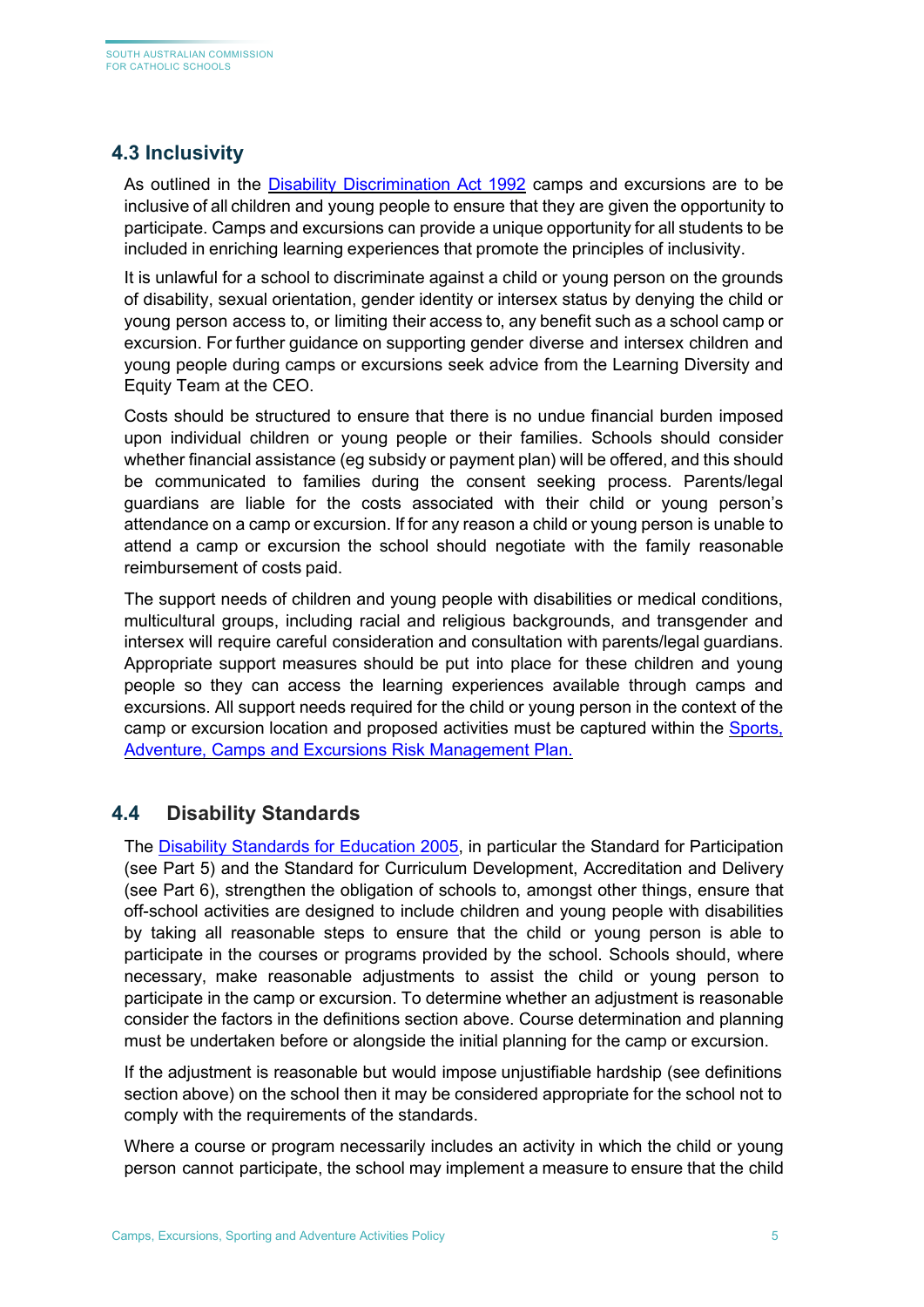## 4.3 Inclusivity

As outlined in the [Disability Discrimination Act 1992](#) camps and excursions are to be inclusive of all children and young people to ensure that they are given the opportunity to participate. Camps and excursions can provide a unique opportunity for all students to be included in enriching learning experiences that promote the principles of inclusivity.

It is unlawful for a school to discriminate against a child or young person on the grounds of disability, sexual orientation, gender identity or intersex status by denying the child or young person access to, or limiting their access to, any benefit such as a school camp or excursion. For further guidance on supporting gender diverse and intersex children and young people during camps or excursions seek advice from the Learning Diversity and Equity Team at the CEO.

Costs should be structured to ensure that there is no undue financial burden imposed upon individual children or young people or their families. Schools should consider whether financial assistance (eg subsidy or payment plan) will be offered, and this should be communicated to families during the consent seeking process. Parents/legal guardians are liable for the costs associated with their child or young person's attendance on a camp or excursion. If for any reason a child or young person is unable to attend a camp or excursion the school should negotiate with the family reasonable reimbursement of costs paid.

The support needs of children and young people with disabilities or medical conditions, multicultural groups, including racial and religious backgrounds, and transgender and intersex will require careful consideration and consultation with parents/legal guardians. Appropriate support measures should be put into place for these children and young people so they can access the learning experiences available through camps and excursions. All support needs required for the child or young person in the context of the camp or excursion location and proposed activities must be captured within the [Sports, Adventure, Camps and Excursions Risk Management Plan.](#)

## 4.4 Disability Standards

The [Disability Standards for Education 2005](#), in particular the Standard for Participation (see Part 5) and the Standard for Curriculum Development, Accreditation and Delivery (see Part 6), strengthen the obligation of schools to, amongst other things, ensure that off-school activities are designed to include children and young people with disabilities by taking all reasonable steps to ensure that the child or young person is able to participate in the courses or programs provided by the school. Schools should, where necessary, make reasonable adjustments to assist the child or young person to participate in the camp or excursion. To determine whether an adjustment is reasonable consider the factors in the definitions section above. Course determination and planning must be undertaken before or alongside the initial planning for the camp or excursion.

If the adjustment is reasonable but would impose unjustifiable hardship (see definitions section above) on the school then it may be considered appropriate for the school not to comply with the requirements of the standards.

Where a course or program necessarily includes an activity in which the child or young person cannot participate, the school may implement a measure to ensure that the child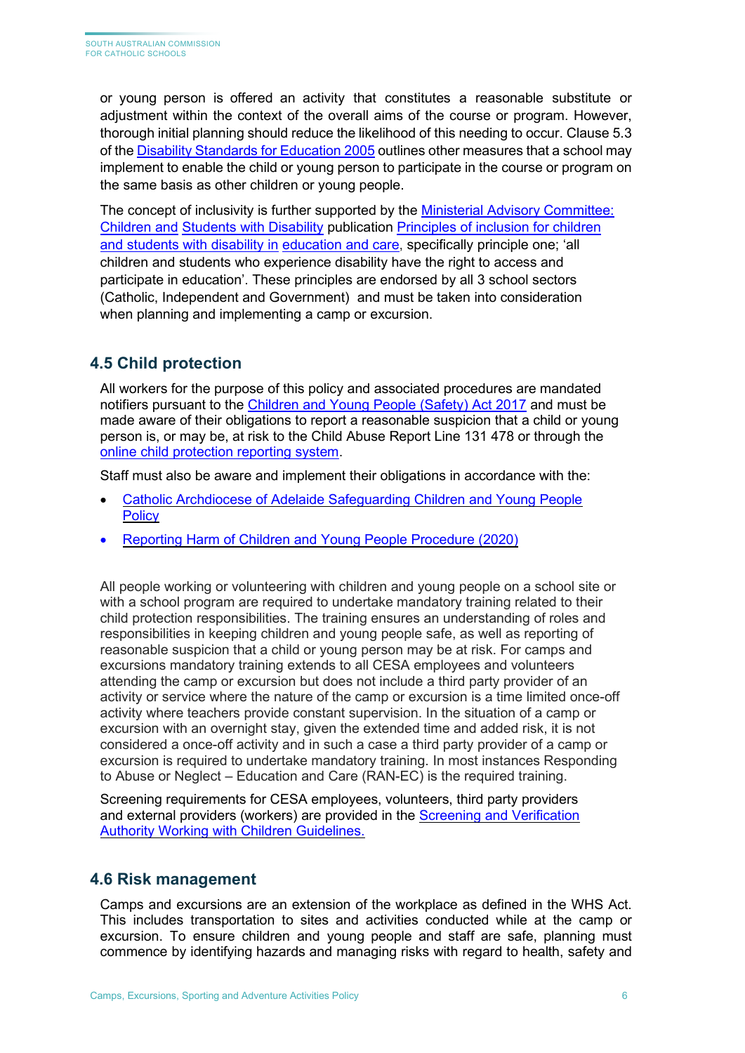or young person is offered an activity that constitutes a reasonable substitute or adjustment within the context of the overall aims of the course or program. However, thorough initial planning should reduce the likelihood of this needing to occur. Clause 5.3 of the Disability Standards for Education 2005 outlines other measures that a school may implement to enable the child or young person to participate in the course or program on the same basis as other children or young people.

The concept of inclusivity is further supported by the Ministerial Advisory Committee: Children and Students with Disability publication Principles of inclusion for children and students with disability in education and care, specifically principle one; 'all children and students who experience disability have the right to access and participate in education'. These principles are endorsed by all 3 school sectors (Catholic, Independent and Government) and must be taken into consideration when planning and implementing a camp or excursion.

## 4.5 Child protection

All workers for the purpose of this policy and associated procedures are mandated notifiers pursuant to the Children and Young People (Safety) Act 2017 and must be made aware of their obligations to report a reasonable suspicion that a child or young person is, or may be, at risk to the Child Abuse Report Line 131 478 or through the online child protection reporting system.

Staff must also be aware and implement their obligations in accordance with the:

- Catholic Archdiocese of Adelaide Safeguarding Children and Young People Policy
- Reporting Harm of Children and Young People Procedure (2020)

All people working or volunteering with children and young people on a school site or with a school program are required to undertake mandatory training related to their child protection responsibilities. The training ensures an understanding of roles and responsibilities in keeping children and young people safe, as well as reporting of reasonable suspicion that a child or young person may be at risk. For camps and excursions mandatory training extends to all CESA employees and volunteers attending the camp or excursion but does not include a third party provider of an activity or service where the nature of the camp or excursion is a time limited once-off activity where teachers provide constant supervision. In the situation of a camp or excursion with an overnight stay, given the extended time and added risk, it is not considered a once-off activity and in such a case a third party provider of a camp or excursion is required to undertake mandatory training. In most instances Responding to Abuse or Neglect – Education and Care (RAN-EC) is the required training.

Screening requirements for CESA employees, volunteers, third party providers and external providers (workers) are provided in the Screening and Verification Authority Working with Children Guidelines.

## 4.6 Risk management

Camps and excursions are an extension of the workplace as defined in the WHS Act. This includes transportation to sites and activities conducted while at the camp or excursion. To ensure children and young people and staff are safe, planning must commence by identifying hazards and managing risks with regard to health, safety and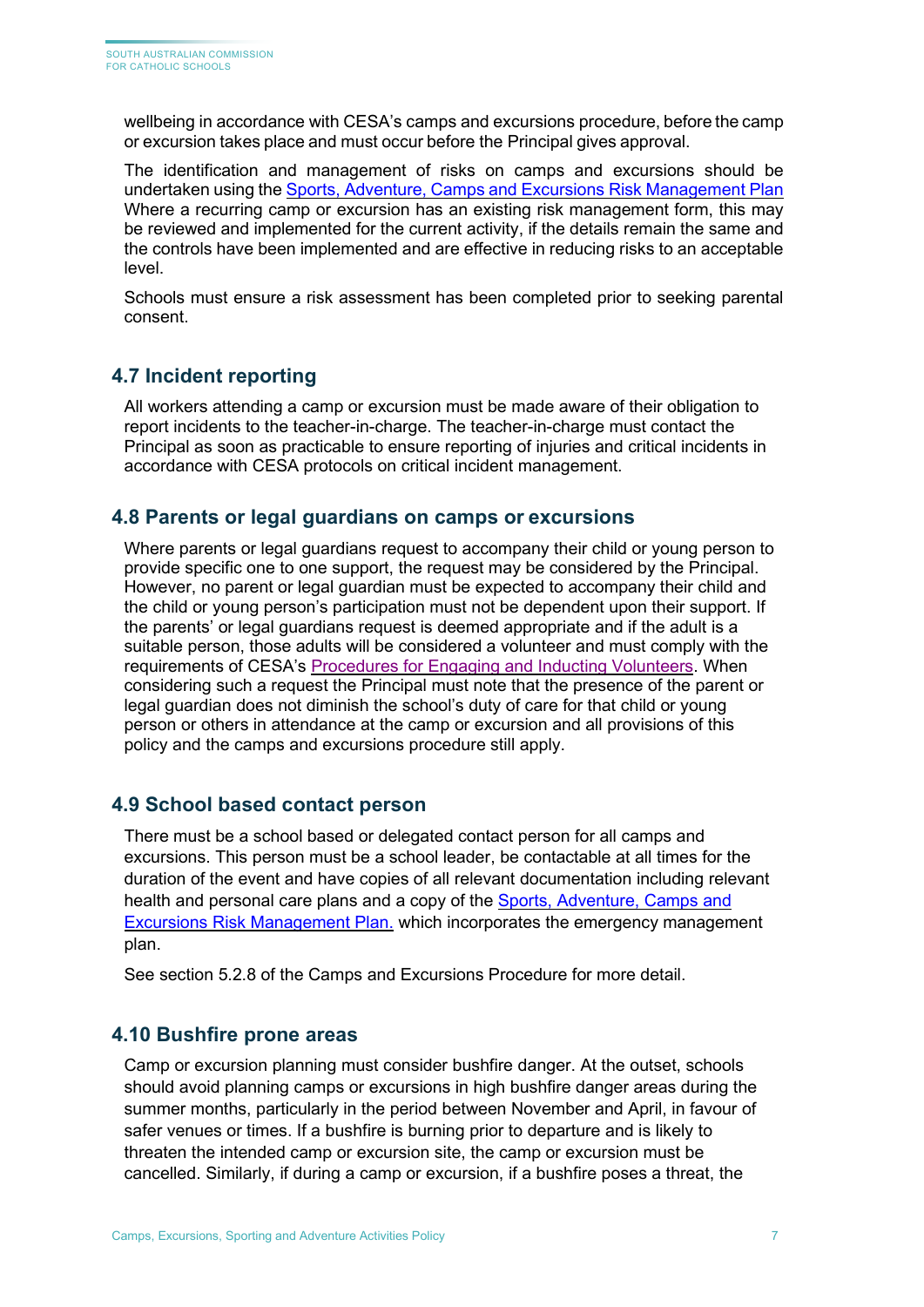wellbeing in accordance with CESA's camps and excursions procedure, before the camp or excursion takes place and must occur before the Principal gives approval.

The identification and management of risks on camps and excursions should be undertaken using the Sports, Adventure, Camps and Excursions Risk Management Plan Where a recurring camp or excursion has an existing risk management form, this may be reviewed and implemented for the current activity, if the details remain the same and the controls have been implemented and are effective in reducing risks to an acceptable level.

Schools must ensure a risk assessment has been completed prior to seeking parental consent.

## 4.7 Incident reporting

All workers attending a camp or excursion must be made aware of their obligation to report incidents to the teacher-in-charge. The teacher-in-charge must contact the Principal as soon as practicable to ensure reporting of injuries and critical incidents in accordance with CESA protocols on critical incident management.

## 4.8 Parents or legal guardians on camps or excursions

Where parents or legal guardians request to accompany their child or young person to provide specific one to one support, the request may be considered by the Principal. However, no parent or legal guardian must be expected to accompany their child and the child or young person's participation must not be dependent upon their support. If the parents' or legal guardians request is deemed appropriate and if the adult is a suitable person, those adults will be considered a volunteer and must comply with the requirements of CESA's Procedures for Engaging and Inducting Volunteers. When considering such a request the Principal must note that the presence of the parent or legal guardian does not diminish the school's duty of care for that child or young person or others in attendance at the camp or excursion and all provisions of this policy and the camps and excursions procedure still apply.

## 4.9 School based contact person

There must be a school based or delegated contact person for all camps and excursions. This person must be a school leader, be contactable at all times for the duration of the event and have copies of all relevant documentation including relevant health and personal care plans and a copy of the Sports, Adventure, Camps and Excursions Risk Management Plan. which incorporates the emergency management plan.

See section 5.2.8 of the Camps and Excursions Procedure for more detail.

## 4.10 Bushfire prone areas

Camp or excursion planning must consider bushfire danger. At the outset, schools should avoid planning camps or excursions in high bushfire danger areas during the summer months, particularly in the period between November and April, in favour of safer venues or times. If a bushfire is burning prior to departure and is likely to threaten the intended camp or excursion site, the camp or excursion must be cancelled. Similarly, if during a camp or excursion, if a bushfire poses a threat, the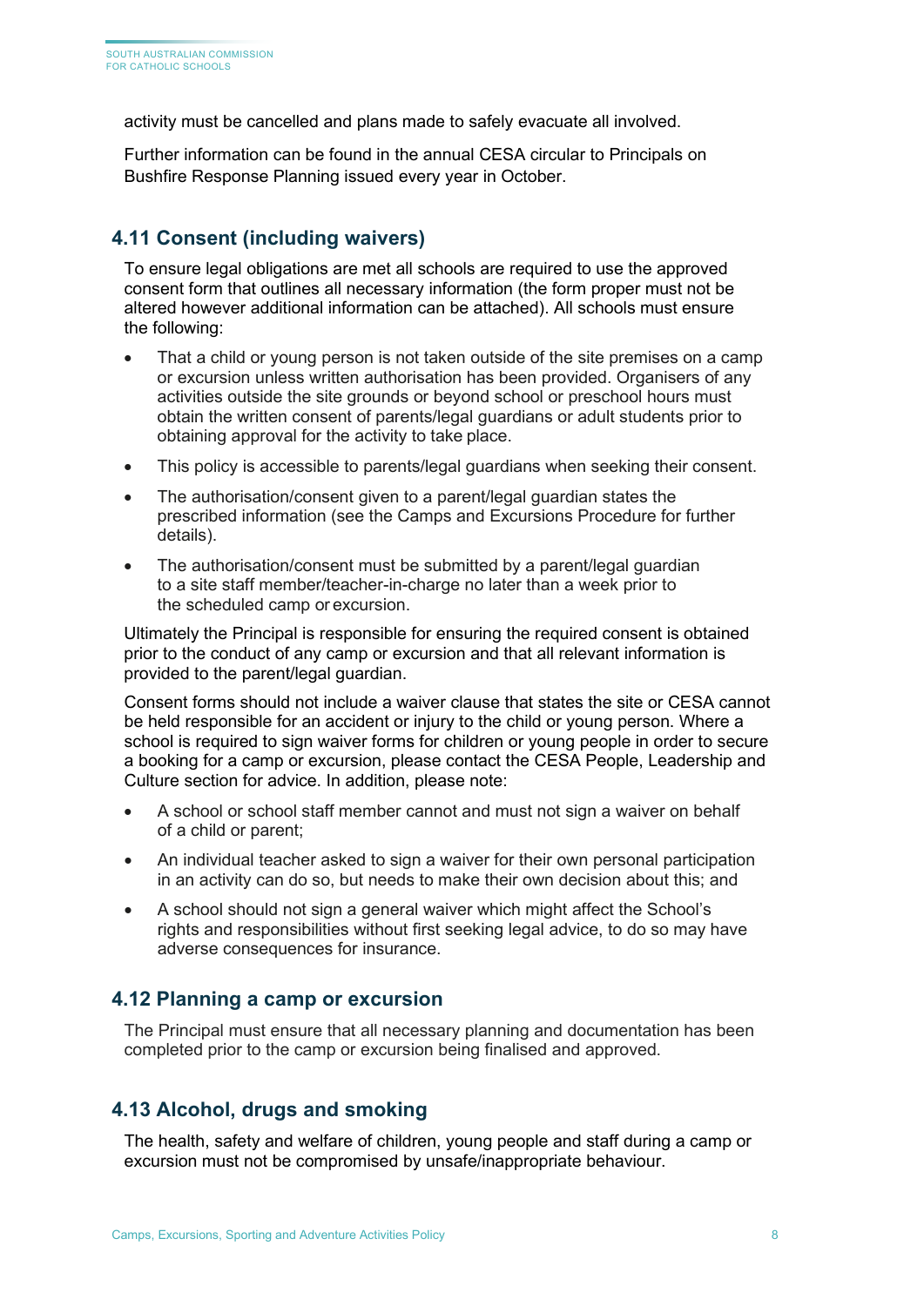activity must be cancelled and plans made to safely evacuate all involved.

Further information can be found in the annual CESA circular to Principals on Bushfire Response Planning issued every year in October.

## 4.11 Consent (including waivers)

To ensure legal obligations are met all schools are required to use the approved consent form that outlines all necessary information (the form proper must not be altered however additional information can be attached). All schools must ensure the following:

- That a child or young person is not taken outside of the site premises on a camp or excursion unless written authorisation has been provided. Organisers of any activities outside the site grounds or beyond school or preschool hours must obtain the written consent of parents/legal guardians or adult students prior to obtaining approval for the activity to take place.
- This policy is accessible to parents/legal guardians when seeking their consent.
- The authorisation/consent given to a parent/legal guardian states the prescribed information (see the Camps and Excursions Procedure for further details).
- The authorisation/consent must be submitted by a parent/legal guardian to a site staff member/teacher-in-charge no later than a week prior to the scheduled camp or excursion.

Ultimately the Principal is responsible for ensuring the required consent is obtained prior to the conduct of any camp or excursion and that all relevant information is provided to the parent/legal guardian.

Consent forms should not include a waiver clause that states the site or CESA cannot be held responsible for an accident or injury to the child or young person. Where a school is required to sign waiver forms for children or young people in order to secure a booking for a camp or excursion, please contact the CESA People, Leadership and Culture section for advice. In addition, please note:

- A school or school staff member cannot and must not sign a waiver on behalf of a child or parent;
- An individual teacher asked to sign a waiver for their own personal participation in an activity can do so, but needs to make their own decision about this; and
- A school should not sign a general waiver which might affect the School's rights and responsibilities without first seeking legal advice, to do so may have adverse consequences for insurance.

## 4.12 Planning a camp or excursion

The Principal must ensure that all necessary planning and documentation has been completed prior to the camp or excursion being finalised and approved.

## 4.13 Alcohol, drugs and smoking

The health, safety and welfare of children, young people and staff during a camp or excursion must not be compromised by unsafe/inappropriate behaviour.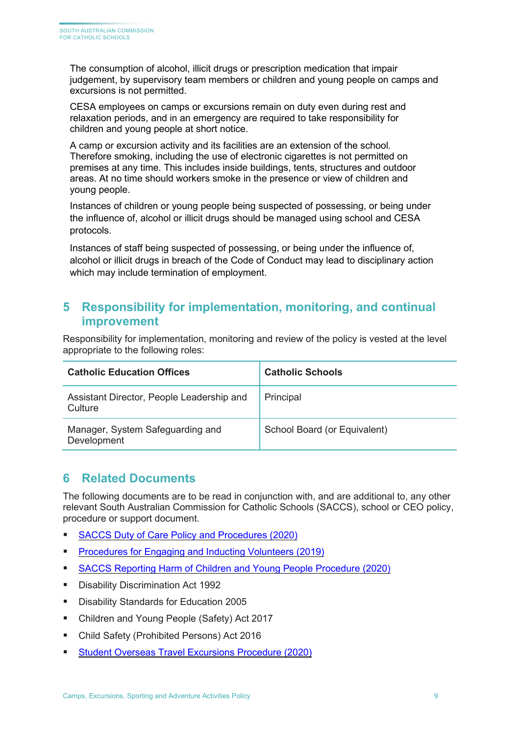The consumption of alcohol, illicit drugs or prescription medication that impair judgement, by supervisory team members or children and young people on camps and excursions is not permitted.

CESA employees on camps or excursions remain on duty even during rest and relaxation periods, and in an emergency are required to take responsibility for children and young people at short notice.

A camp or excursion activity and its facilities are an extension of the school. Therefore smoking, including the use of electronic cigarettes is not permitted on premises at any time. This includes inside buildings, tents, structures and outdoor areas. At no time should workers smoke in the presence or view of children and young people.

Instances of children or young people being suspected of possessing, or being under the influence of, alcohol or illicit drugs should be managed using school and CESA protocols.

Instances of staff being suspected of possessing, or being under the influence of, alcohol or illicit drugs in breach of the Code of Conduct may lead to disciplinary action which may include termination of employment.

## 5 Responsibility for implementation, monitoring, and continual improvement

Responsibility for implementation, monitoring and review of the policy is vested at the level appropriate to the following roles:

| Catholic Education Offices | Catholic Schools |
|---|---|
| Assistant Director, People Leadership and Culture | Principal |
| Manager, System Safeguarding and Development | School Board (or Equivalent) |

## 6 Related Documents

The following documents are to be read in conjunction with, and are additional to, any other relevant South Australian Commission for Catholic Schools (SACCS), school or CEO policy, procedure or support document.

- SACCS Duty of Care Policy and Procedures (2020)
- Procedures for Engaging and Inducting Volunteers (2019)
- SACCS Reporting Harm of Children and Young People Procedure (2020)
- Disability Discrimination Act 1992
- Disability Standards for Education 2005
- Children and Young People (Safety) Act 2017
- Child Safety (Prohibited Persons) Act 2016
- Student Overseas Travel Excursions Procedure (2020)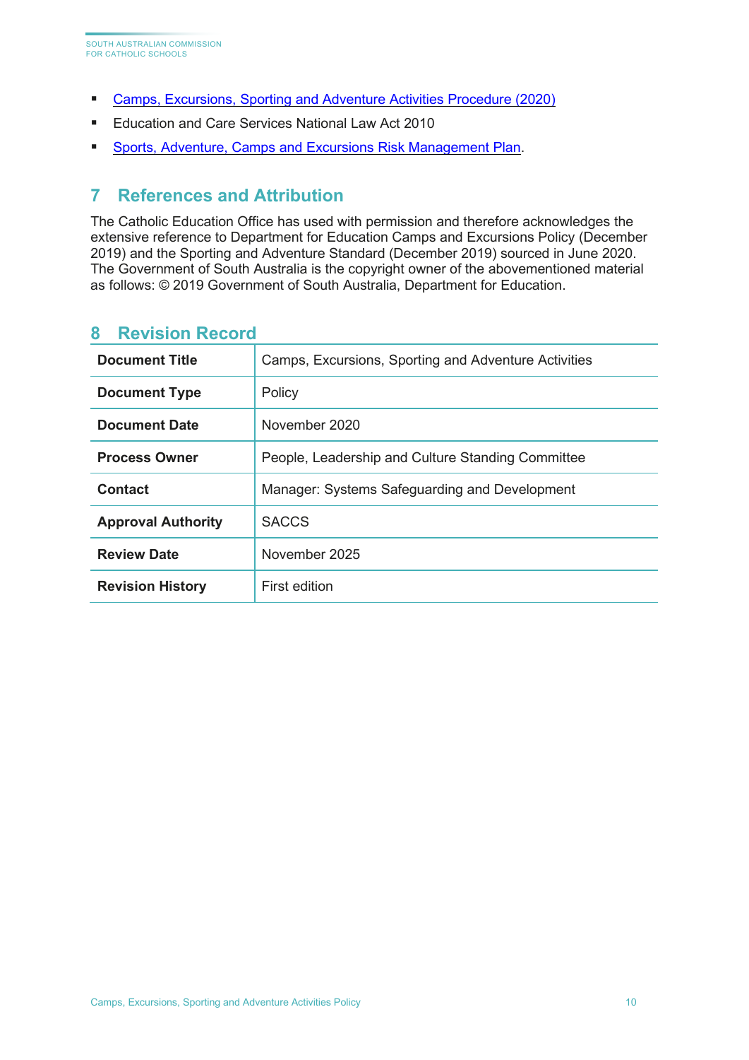- Camps, Excursions, Sporting and Adventure Activities Procedure (2020)
- Education and Care Services National Law Act 2010
- Sports, Adventure, Camps and Excursions Risk Management Plan.

## 7 References and Attribution

The Catholic Education Office has used with permission and therefore acknowledges the extensive reference to Department for Education Camps and Excursions Policy (December 2019) and the Sporting and Adventure Standard (December 2019) sourced in June 2020. The Government of South Australia is the copyright owner of the abovementioned material as follows: © 2019 Government of South Australia, Department for Education.

## 8 Revision Record

| | |
|---|---|
| **Document Title** | Camps, Excursions, Sporting and Adventure Activities |
| **Document Type** | Policy |
| **Document Date** | November 2020 |
| **Process Owner** | People, Leadership and Culture Standing Committee |
| **Contact** | Manager: Systems Safeguarding and Development |
| **Approval Authority** | SACCS |
| **Review Date** | November 2025 |
| **Revision History** | First edition |